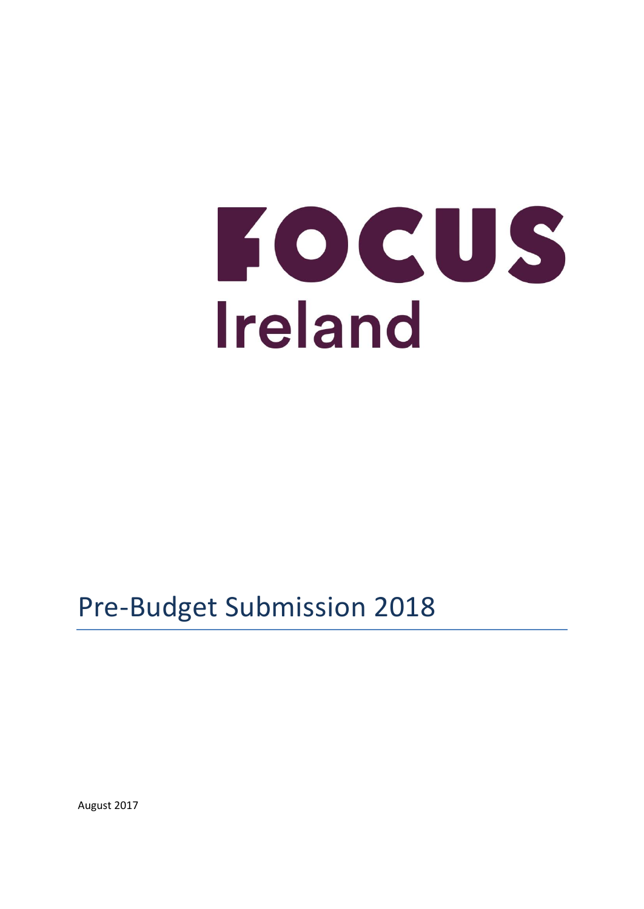# FOCUS Ireland

# Pre-Budget Submission 2018

August 2017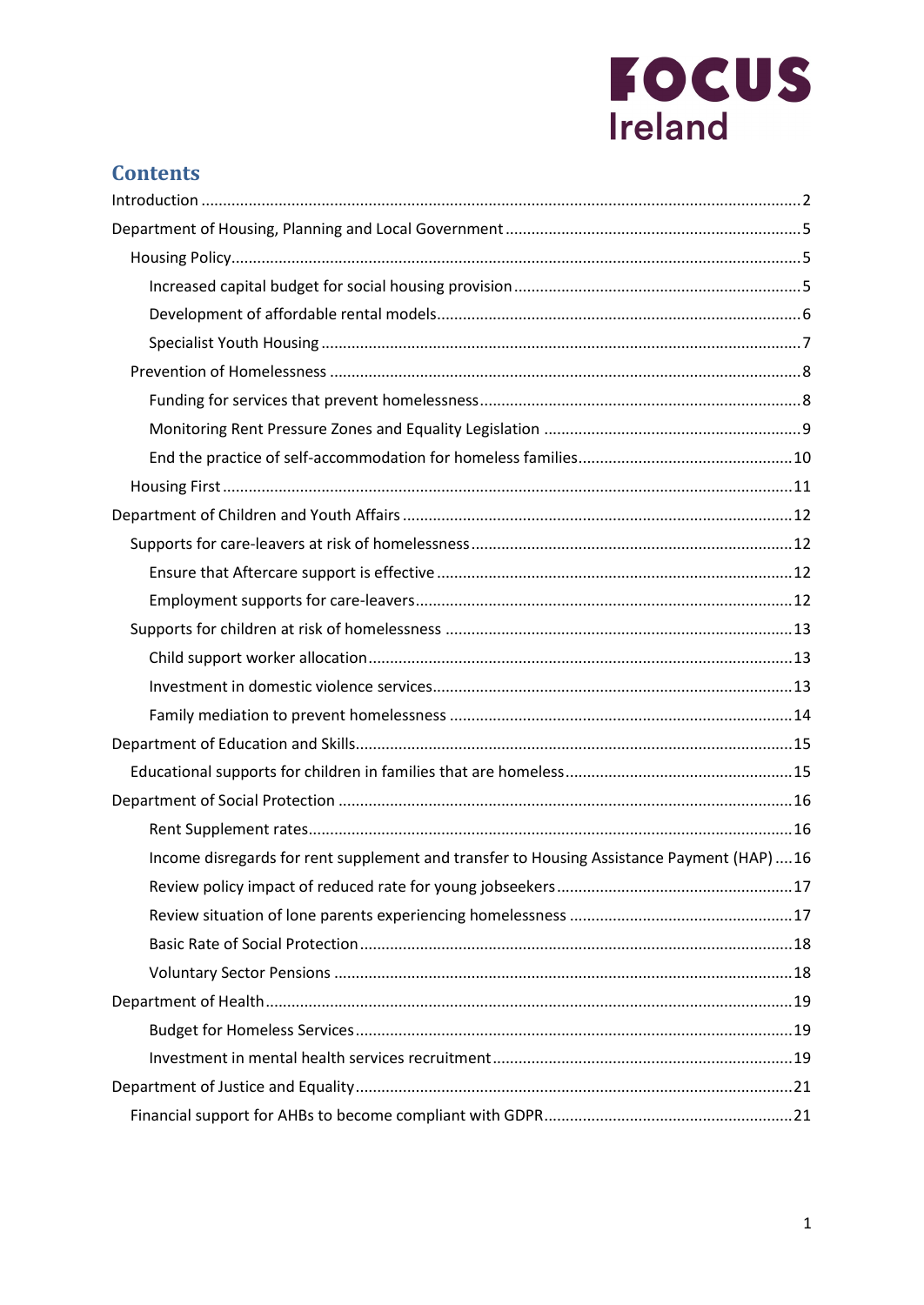# Contents

- Introduction ..... 2
- Department of Housing, Planning and Local Government ..... 5
  - Housing Policy ..... 5
    - Increased capital budget for social housing provision ..... 5
    - Development of affordable rental models ..... 6
    - Specialist Youth Housing ..... 7
  - Prevention of Homelessness ..... 8
    - Funding for services that prevent homelessness ..... 8
    - Monitoring Rent Pressure Zones and Equality Legislation ..... 9
    - End the practice of self-accommodation for homeless families ..... 10
  - Housing First ..... 11
- Department of Children and Youth Affairs ..... 12
  - Supports for care-leavers at risk of homelessness ..... 12
    - Ensure that Aftercare support is effective ..... 12
    - Employment supports for care-leavers ..... 12
  - Supports for children at risk of homelessness ..... 13
    - Child support worker allocation ..... 13
    - Investment in domestic violence services ..... 13
    - Family mediation to prevent homelessness ..... 14
- Department of Education and Skills ..... 15
  - Educational supports for children in families that are homeless ..... 15
- Department of Social Protection ..... 16
    - Rent Supplement rates ..... 16
    - Income disregards for rent supplement and transfer to Housing Assistance Payment (HAP) ..... 16
    - Review policy impact of reduced rate for young jobseekers ..... 17
    - Review situation of lone parents experiencing homelessness ..... 17
    - Basic Rate of Social Protection ..... 18
    - Voluntary Sector Pensions ..... 18
- Department of Health ..... 19
    - Budget for Homeless Services ..... 19
    - Investment in mental health services recruitment ..... 19
- Department of Justice and Equality ..... 21
  - Financial support for AHBs to become compliant with GDPR ..... 21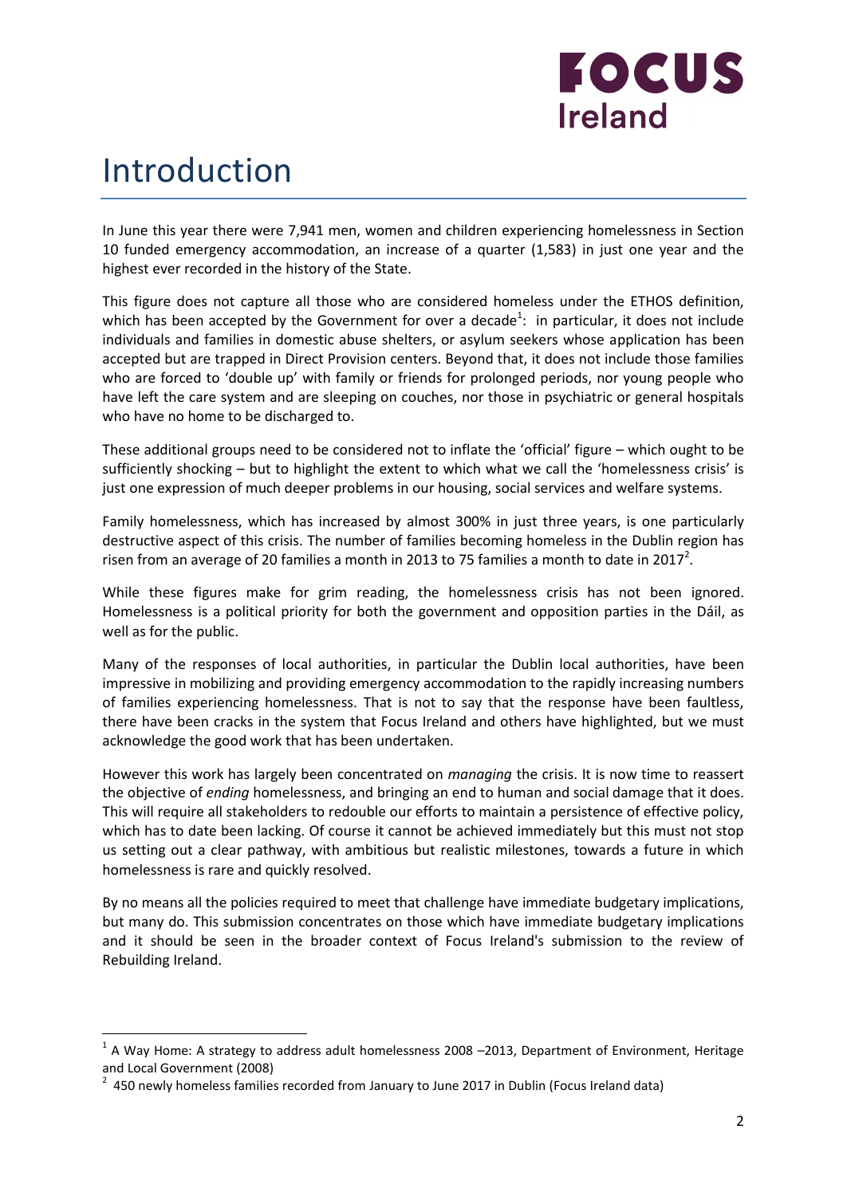# Introduction

In June this year there were 7,941 men, women and children experiencing homelessness in Section 10 funded emergency accommodation, an increase of a quarter (1,583) in just one year and the highest ever recorded in the history of the State.

This figure does not capture all those who are considered homeless under the ETHOS definition, which has been accepted by the Government for over a decade[1]: in particular, it does not include individuals and families in domestic abuse shelters, or asylum seekers whose application has been accepted but are trapped in Direct Provision centers. Beyond that, it does not include those families who are forced to 'double up' with family or friends for prolonged periods, nor young people who have left the care system and are sleeping on couches, nor those in psychiatric or general hospitals who have no home to be discharged to.

These additional groups need to be considered not to inflate the 'official' figure – which ought to be sufficiently shocking – but to highlight the extent to which what we call the 'homelessness crisis' is just one expression of much deeper problems in our housing, social services and welfare systems.

Family homelessness, which has increased by almost 300% in just three years, is one particularly destructive aspect of this crisis. The number of families becoming homeless in the Dublin region has risen from an average of 20 families a month in 2013 to 75 families a month to date in 2017[2].

While these figures make for grim reading, the homelessness crisis has not been ignored. Homelessness is a political priority for both the government and opposition parties in the Dáil, as well as for the public.

Many of the responses of local authorities, in particular the Dublin local authorities, have been impressive in mobilizing and providing emergency accommodation to the rapidly increasing numbers of families experiencing homelessness. That is not to say that the response have been faultless, there have been cracks in the system that Focus Ireland and others have highlighted, but we must acknowledge the good work that has been undertaken.

However this work has largely been concentrated on *managing* the crisis. It is now time to reassert the objective of *ending* homelessness, and bringing an end to human and social damage that it does. This will require all stakeholders to redouble our efforts to maintain a persistence of effective policy, which has to date been lacking. Of course it cannot be achieved immediately but this must not stop us setting out a clear pathway, with ambitious but realistic milestones, towards a future in which homelessness is rare and quickly resolved.

By no means all the policies required to meet that challenge have immediate budgetary implications, but many do. This submission concentrates on those which have immediate budgetary implications and it should be seen in the broader context of Focus Ireland's submission to the review of Rebuilding Ireland.

---

[1] A Way Home: A strategy to address adult homelessness 2008 –2013, Department of Environment, Heritage and Local Government (2008)

[2] 450 newly homeless families recorded from January to June 2017 in Dublin (Focus Ireland data)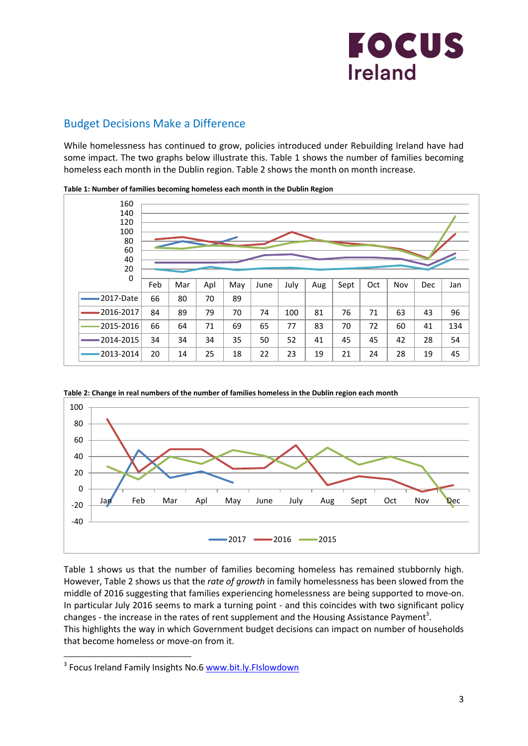## Budget Decisions Make a Difference

While homelessness has continued to grow, policies introduced under Rebuilding Ireland have had some impact. The two graphs below illustrate this. Table 1 shows the number of families becoming homeless each month in the Dublin region. Table 2 shows the month on month increase.

**Table 1: Number of families becoming homeless each month in the Dublin Region**

| | Feb | Mar | Apl | May | June | July | Aug | Sept | Oct | Nov | Dec | Jan |
|---|---|---|---|---|---|---|---|---|---|---|---|---|
| 2017-Date | 66 | 80 | 70 | 89 | | | | | | | | |
| 2016-2017 | 84 | 89 | 79 | 70 | 74 | 100 | 81 | 76 | 71 | 63 | 43 | 96 |
| 2015-2016 | 66 | 64 | 71 | 69 | 65 | 77 | 83 | 70 | 72 | 60 | 41 | 134 |
| 2014-2015 | 34 | 34 | 34 | 35 | 50 | 52 | 41 | 45 | 45 | 42 | 28 | 54 |
| 2013-2014 | 20 | 14 | 25 | 18 | 22 | 23 | 19 | 21 | 24 | 28 | 19 | 45 |

**Table 2: Change in real numbers of the number of families homeless in the Dublin region each month**

Table 1 shows us that the number of families becoming homeless has remained stubbornly high. However, Table 2 shows us that the *rate of growth* in family homelessness has been slowed from the middle of 2016 suggesting that families experiencing homelessness are being supported to move-on. In particular July 2016 seems to mark a turning point - and this coincides with two significant policy changes - the increase in the rates of rent supplement and the Housing Assistance Payment[3].
This highlights the way in which Government budget decisions can impact on number of households that become homeless or move-on from it.

[3] Focus Ireland Family Insights No.6 www.bit.ly.FIslowdown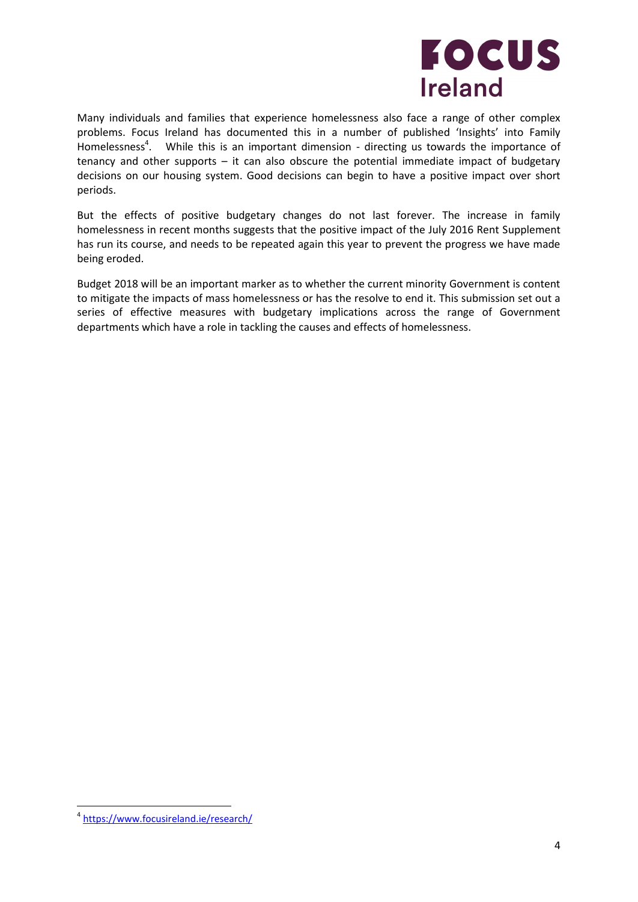Many individuals and families that experience homelessness also face a range of other complex problems. Focus Ireland has documented this in a number of published 'Insights' into Family Homelessness[4]. While this is an important dimension - directing us towards the importance of tenancy and other supports – it can also obscure the potential immediate impact of budgetary decisions on our housing system. Good decisions can begin to have a positive impact over short periods.

But the effects of positive budgetary changes do not last forever. The increase in family homelessness in recent months suggests that the positive impact of the July 2016 Rent Supplement has run its course, and needs to be repeated again this year to prevent the progress we have made being eroded.

Budget 2018 will be an important marker as to whether the current minority Government is content to mitigate the impacts of mass homelessness or has the resolve to end it. This submission set out a series of effective measures with budgetary implications across the range of Government departments which have a role in tackling the causes and effects of homelessness.

---

[4] https://www.focusireland.ie/research/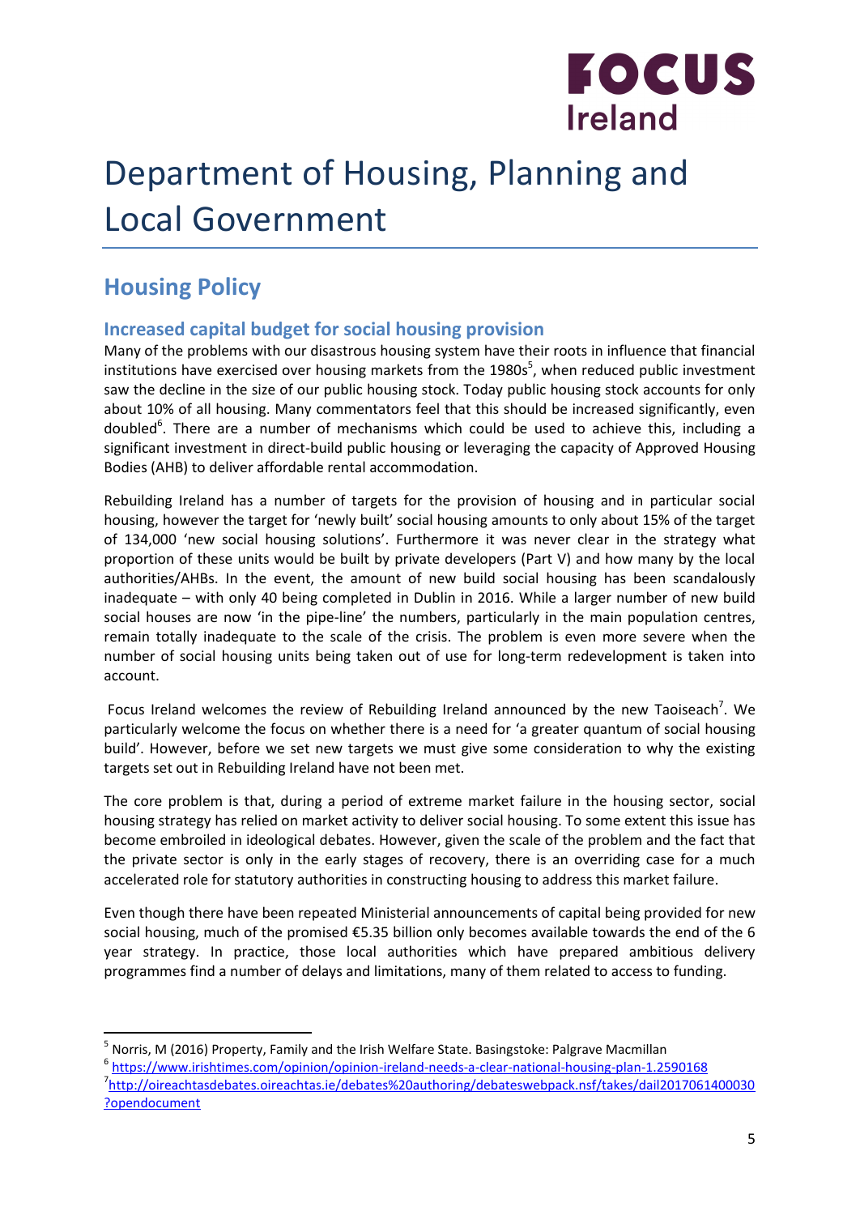# Department of Housing, Planning and Local Government

## Housing Policy

### Increased capital budget for social housing provision

Many of the problems with our disastrous housing system have their roots in influence that financial institutions have exercised over housing markets from the 1980s[5], when reduced public investment saw the decline in the size of our public housing stock. Today public housing stock accounts for only about 10% of all housing. Many commentators feel that this should be increased significantly, even doubled[6]. There are a number of mechanisms which could be used to achieve this, including a significant investment in direct-build public housing or leveraging the capacity of Approved Housing Bodies (AHB) to deliver affordable rental accommodation.

Rebuilding Ireland has a number of targets for the provision of housing and in particular social housing, however the target for 'newly built' social housing amounts to only about 15% of the target of 134,000 'new social housing solutions'. Furthermore it was never clear in the strategy what proportion of these units would be built by private developers (Part V) and how many by the local authorities/AHBs. In the event, the amount of new build social housing has been scandalously inadequate – with only 40 being completed in Dublin in 2016. While a larger number of new build social houses are now 'in the pipe-line' the numbers, particularly in the main population centres, remain totally inadequate to the scale of the crisis. The problem is even more severe when the number of social housing units being taken out of use for long-term redevelopment is taken into account.

Focus Ireland welcomes the review of Rebuilding Ireland announced by the new Taoiseach[7]. We particularly welcome the focus on whether there is a need for 'a greater quantum of social housing build'. However, before we set new targets we must give some consideration to why the existing targets set out in Rebuilding Ireland have not been met.

The core problem is that, during a period of extreme market failure in the housing sector, social housing strategy has relied on market activity to deliver social housing. To some extent this issue has become embroiled in ideological debates. However, given the scale of the problem and the fact that the private sector is only in the early stages of recovery, there is an overriding case for a much accelerated role for statutory authorities in constructing housing to address this market failure.

Even though there have been repeated Ministerial announcements of capital being provided for new social housing, much of the promised €5.35 billion only becomes available towards the end of the 6 year strategy. In practice, those local authorities which have prepared ambitious delivery programmes find a number of delays and limitations, many of them related to access to funding.

---

[5] Norris, M (2016) Property, Family and the Irish Welfare State. Basingstoke: Palgrave Macmillan

[6] https://www.irishtimes.com/opinion/opinion-ireland-needs-a-clear-national-housing-plan-1.2590168

[7] http://oireachtasdebates.oireachtas.ie/debates%20authoring/debateswebpack.nsf/takes/dail2017061400030?opendocument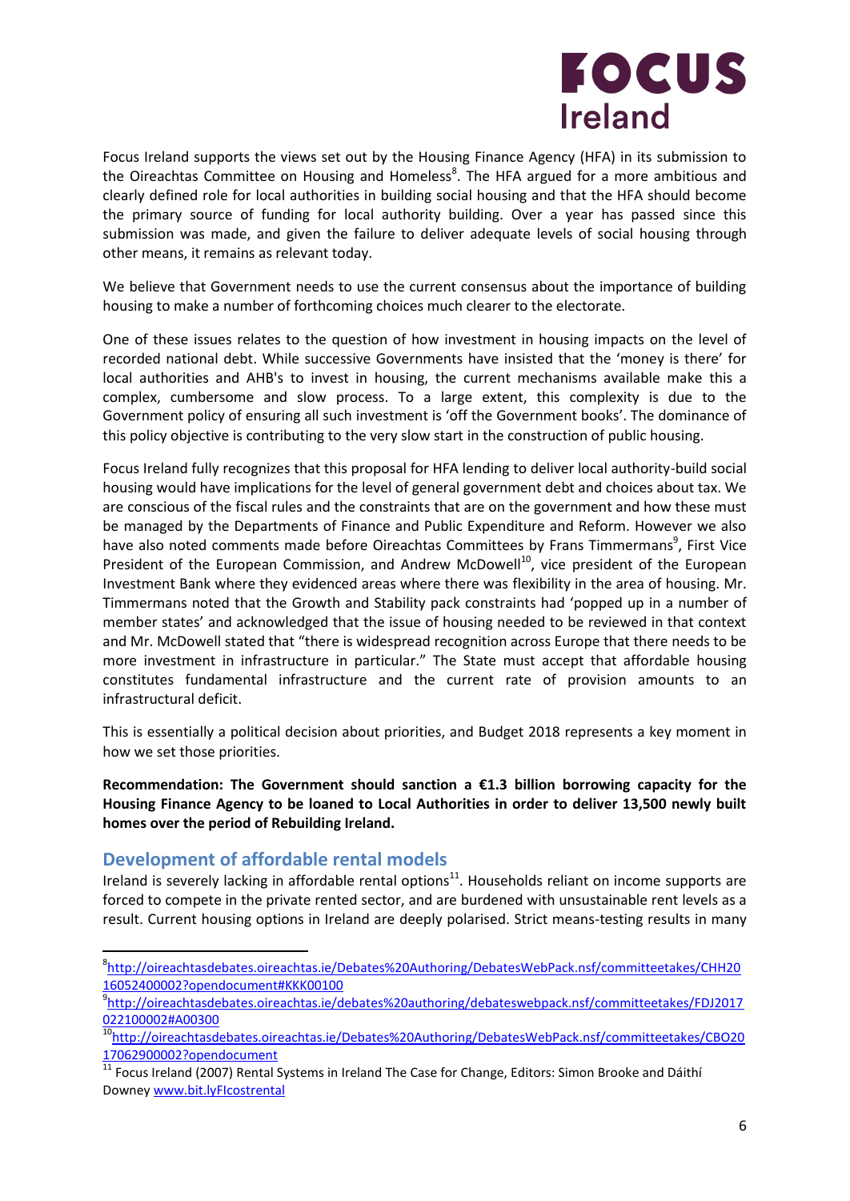Focus Ireland supports the views set out by the Housing Finance Agency (HFA) in its submission to the Oireachtas Committee on Housing and Homeless[8]. The HFA argued for a more ambitious and clearly defined role for local authorities in building social housing and that the HFA should become the primary source of funding for local authority building. Over a year has passed since this submission was made, and given the failure to deliver adequate levels of social housing through other means, it remains as relevant today.

We believe that Government needs to use the current consensus about the importance of building housing to make a number of forthcoming choices much clearer to the electorate.

One of these issues relates to the question of how investment in housing impacts on the level of recorded national debt. While successive Governments have insisted that the 'money is there' for local authorities and AHB's to invest in housing, the current mechanisms available make this a complex, cumbersome and slow process. To a large extent, this complexity is due to the Government policy of ensuring all such investment is 'off the Government books'. The dominance of this policy objective is contributing to the very slow start in the construction of public housing.

Focus Ireland fully recognizes that this proposal for HFA lending to deliver local authority-build social housing would have implications for the level of general government debt and choices about tax. We are conscious of the fiscal rules and the constraints that are on the government and how these must be managed by the Departments of Finance and Public Expenditure and Reform. However we also have also noted comments made before Oireachtas Committees by Frans Timmermans[9], First Vice President of the European Commission, and Andrew McDowell[10], vice president of the European Investment Bank where they evidenced areas where there was flexibility in the area of housing. Mr. Timmermans noted that the Growth and Stability pack constraints had 'popped up in a number of member states' and acknowledged that the issue of housing needed to be reviewed in that context and Mr. McDowell stated that "there is widespread recognition across Europe that there needs to be more investment in infrastructure in particular." The State must accept that affordable housing constitutes fundamental infrastructure and the current rate of provision amounts to an infrastructural deficit.

This is essentially a political decision about priorities, and Budget 2018 represents a key moment in how we set those priorities.

**Recommendation: The Government should sanction a €1.3 billion borrowing capacity for the Housing Finance Agency to be loaned to Local Authorities in order to deliver 13,500 newly built homes over the period of Rebuilding Ireland.**

## Development of affordable rental models

Ireland is severely lacking in affordable rental options[11]. Households reliant on income supports are forced to compete in the private rented sector, and are burdened with unsustainable rent levels as a result. Current housing options in Ireland are deeply polarised. Strict means-testing results in many

---

[8] http://oireachtasdebates.oireachtas.ie/Debates%20Authoring/DebatesWebPack.nsf/committeetakes/CHH2016052400002?opendocument#KKK00100

[9] http://oireachtasdebates.oireachtas.ie/debates%20authoring/debateswebpack.nsf/committeetakes/FDJ2017022100002#A00300

[10] http://oireachtasdebates.oireachtas.ie/Debates%20Authoring/DebatesWebPack.nsf/committeetakes/CBO2017062900002?opendocument

[11] Focus Ireland (2007) Rental Systems in Ireland The Case for Change, Editors: Simon Brooke and Dáithí Downey www.bit.lyFIcostrental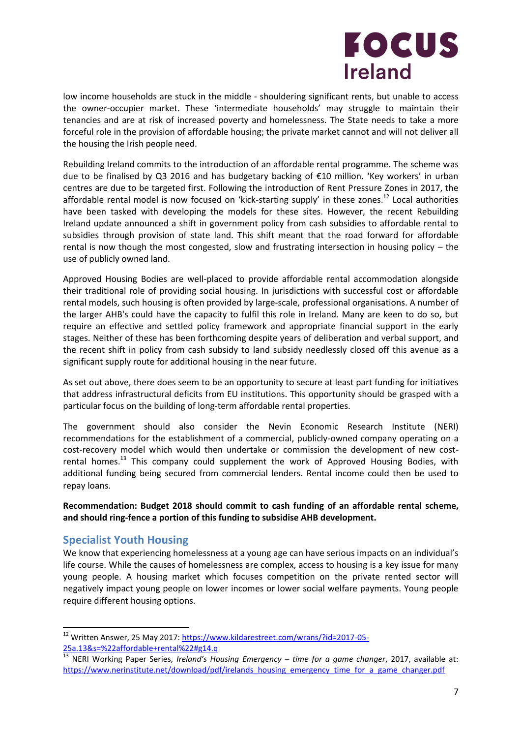low income households are stuck in the middle - shouldering significant rents, but unable to access the owner-occupier market. These 'intermediate households' may struggle to maintain their tenancies and are at risk of increased poverty and homelessness. The State needs to take a more forceful role in the provision of affordable housing; the private market cannot and will not deliver all the housing the Irish people need.

Rebuilding Ireland commits to the introduction of an affordable rental programme. The scheme was due to be finalised by Q3 2016 and has budgetary backing of €10 million. 'Key workers' in urban centres are due to be targeted first. Following the introduction of Rent Pressure Zones in 2017, the affordable rental model is now focused on 'kick-starting supply' in these zones.[12] Local authorities have been tasked with developing the models for these sites. However, the recent Rebuilding Ireland update announced a shift in government policy from cash subsidies to affordable rental to subsidies through provision of state land. This shift meant that the road forward for affordable rental is now though the most congested, slow and frustrating intersection in housing policy – the use of publicly owned land.

Approved Housing Bodies are well-placed to provide affordable rental accommodation alongside their traditional role of providing social housing. In jurisdictions with successful cost or affordable rental models, such housing is often provided by large-scale, professional organisations. A number of the larger AHB's could have the capacity to fulfil this role in Ireland. Many are keen to do so, but require an effective and settled policy framework and appropriate financial support in the early stages. Neither of these has been forthcoming despite years of deliberation and verbal support, and the recent shift in policy from cash subsidy to land subsidy needlessly closed off this avenue as a significant supply route for additional housing in the near future.

As set out above, there does seem to be an opportunity to secure at least part funding for initiatives that address infrastructural deficits from EU institutions. This opportunity should be grasped with a particular focus on the building of long-term affordable rental properties.

The government should also consider the Nevin Economic Research Institute (NERI) recommendations for the establishment of a commercial, publicly-owned company operating on a cost-recovery model which would then undertake or commission the development of new cost-rental homes.[13] This company could supplement the work of Approved Housing Bodies, with additional funding being secured from commercial lenders. Rental income could then be used to repay loans.

**Recommendation: Budget 2018 should commit to cash funding of an affordable rental scheme, and should ring-fence a portion of this funding to subsidise AHB development.**

## Specialist Youth Housing

We know that experiencing homelessness at a young age can have serious impacts on an individual's life course. While the causes of homelessness are complex, access to housing is a key issue for many young people. A housing market which focuses competition on the private rented sector will negatively impact young people on lower incomes or lower social welfare payments. Young people require different housing options.

---

[12] Written Answer, 25 May 2017: https://www.kildarestreet.com/wrans/?id=2017-05-25a.13&s=%22affordable+rental%22#g14.q

[13] NERI Working Paper Series, *Ireland's Housing Emergency – time for a game changer*, 2017, available at: https://www.nerinstitute.net/download/pdf/irelands_housing_emergency_time_for_a_game_changer.pdf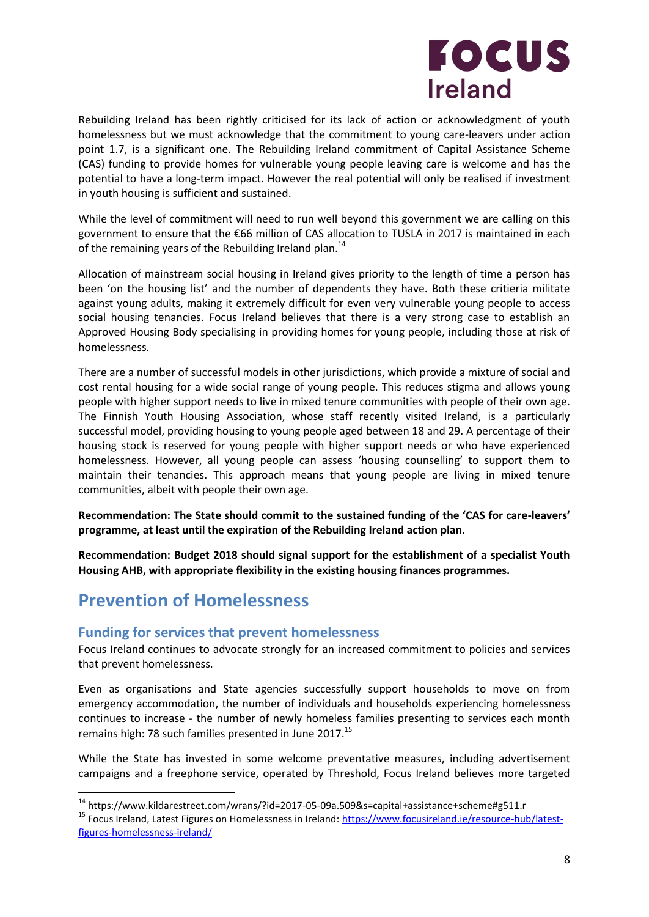Rebuilding Ireland has been rightly criticised for its lack of action or acknowledgment of youth homelessness but we must acknowledge that the commitment to young care-leavers under action point 1.7, is a significant one. The Rebuilding Ireland commitment of Capital Assistance Scheme (CAS) funding to provide homes for vulnerable young people leaving care is welcome and has the potential to have a long-term impact. However the real potential will only be realised if investment in youth housing is sufficient and sustained.

While the level of commitment will need to run well beyond this government we are calling on this government to ensure that the €66 million of CAS allocation to TUSLA in 2017 is maintained in each of the remaining years of the Rebuilding Ireland plan.[14]

Allocation of mainstream social housing in Ireland gives priority to the length of time a person has been 'on the housing list' and the number of dependents they have. Both these critieria militate against young adults, making it extremely difficult for even very vulnerable young people to access social housing tenancies. Focus Ireland believes that there is a very strong case to establish an Approved Housing Body specialising in providing homes for young people, including those at risk of homelessness.

There are a number of successful models in other jurisdictions, which provide a mixture of social and cost rental housing for a wide social range of young people. This reduces stigma and allows young people with higher support needs to live in mixed tenure communities with people of their own age. The Finnish Youth Housing Association, whose staff recently visited Ireland, is a particularly successful model, providing housing to young people aged between 18 and 29. A percentage of their housing stock is reserved for young people with higher support needs or who have experienced homelessness. However, all young people can assess 'housing counselling' to support them to maintain their tenancies. This approach means that young people are living in mixed tenure communities, albeit with people their own age.

**Recommendation: The State should commit to the sustained funding of the 'CAS for care-leavers' programme, at least until the expiration of the Rebuilding Ireland action plan.**

**Recommendation: Budget 2018 should signal support for the establishment of a specialist Youth Housing AHB, with appropriate flexibility in the existing housing finances programmes.**

## Prevention of Homelessness

### Funding for services that prevent homelessness

Focus Ireland continues to advocate strongly for an increased commitment to policies and services that prevent homelessness.

Even as organisations and State agencies successfully support households to move on from emergency accommodation, the number of individuals and households experiencing homelessness continues to increase - the number of newly homeless families presenting to services each month remains high: 78 such families presented in June 2017.[15]

While the State has invested in some welcome preventative measures, including advertisement campaigns and a freephone service, operated by Threshold, Focus Ireland believes more targeted

---

[14] https://www.kildarestreet.com/wrans/?id=2017-05-09a.509&s=capital+assistance+scheme#g511.r

[15] Focus Ireland, Latest Figures on Homelessness in Ireland: https://www.focusireland.ie/resource-hub/latest-figures-homelessness-ireland/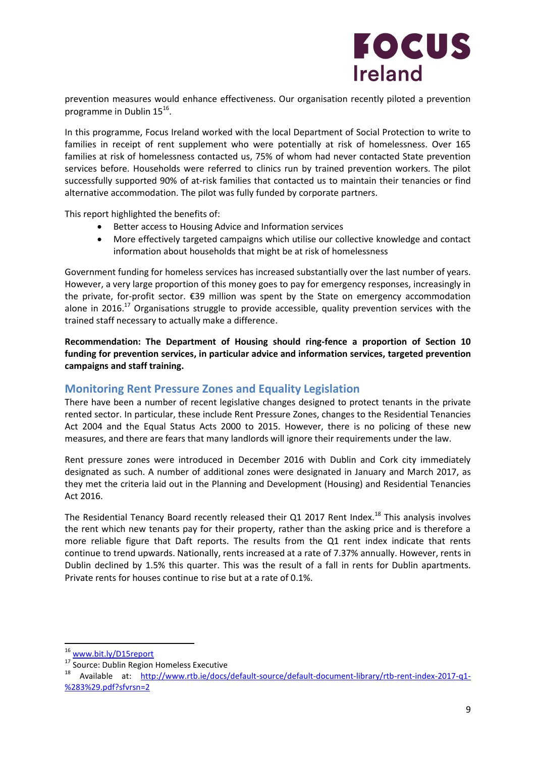prevention measures would enhance effectiveness. Our organisation recently piloted a prevention programme in Dublin 15[16].

In this programme, Focus Ireland worked with the local Department of Social Protection to write to families in receipt of rent supplement who were potentially at risk of homelessness. Over 165 families at risk of homelessness contacted us, 75% of whom had never contacted State prevention services before. Households were referred to clinics run by trained prevention workers. The pilot successfully supported 90% of at-risk families that contacted us to maintain their tenancies or find alternative accommodation. The pilot was fully funded by corporate partners.

This report highlighted the benefits of:

- Better access to Housing Advice and Information services
- More effectively targeted campaigns which utilise our collective knowledge and contact information about households that might be at risk of homelessness

Government funding for homeless services has increased substantially over the last number of years. However, a very large proportion of this money goes to pay for emergency responses, increasingly in the private, for-profit sector. €39 million was spent by the State on emergency accommodation alone in 2016.[17] Organisations struggle to provide accessible, quality prevention services with the trained staff necessary to actually make a difference.

**Recommendation: The Department of Housing should ring-fence a proportion of Section 10 funding for prevention services, in particular advice and information services, targeted prevention campaigns and staff training.**

## Monitoring Rent Pressure Zones and Equality Legislation

There have been a number of recent legislative changes designed to protect tenants in the private rented sector. In particular, these include Rent Pressure Zones, changes to the Residential Tenancies Act 2004 and the Equal Status Acts 2000 to 2015. However, there is no policing of these new measures, and there are fears that many landlords will ignore their requirements under the law.

Rent pressure zones were introduced in December 2016 with Dublin and Cork city immediately designated as such. A number of additional zones were designated in January and March 2017, as they met the criteria laid out in the Planning and Development (Housing) and Residential Tenancies Act 2016.

The Residential Tenancy Board recently released their Q1 2017 Rent Index.[18] This analysis involves the rent which new tenants pay for their property, rather than the asking price and is therefore a more reliable figure that Daft reports. The results from the Q1 rent index indicate that rents continue to trend upwards. Nationally, rents increased at a rate of 7.37% annually. However, rents in Dublin declined by 1.5% this quarter. This was the result of a fall in rents for Dublin apartments. Private rents for houses continue to rise but at a rate of 0.1%.

---

[16] www.bit.ly/D15report

[17] Source: Dublin Region Homeless Executive

[18] Available at: http://www.rtb.ie/docs/default-source/default-document-library/rtb-rent-index-2017-q1-%283%29.pdf?sfvrsn=2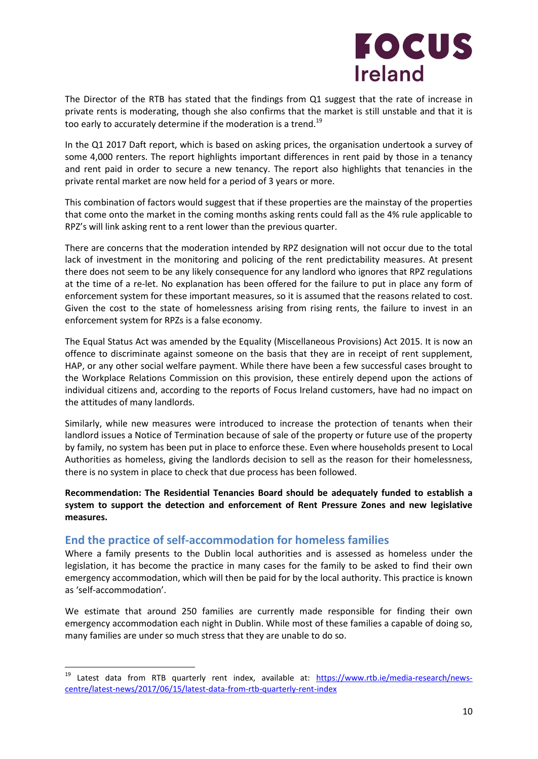The Director of the RTB has stated that the findings from Q1 suggest that the rate of increase in private rents is moderating, though she also confirms that the market is still unstable and that it is too early to accurately determine if the moderation is a trend.[19]

In the Q1 2017 Daft report, which is based on asking prices, the organisation undertook a survey of some 4,000 renters. The report highlights important differences in rent paid by those in a tenancy and rent paid in order to secure a new tenancy. The report also highlights that tenancies in the private rental market are now held for a period of 3 years or more.

This combination of factors would suggest that if these properties are the mainstay of the properties that come onto the market in the coming months asking rents could fall as the 4% rule applicable to RPZ's will link asking rent to a rent lower than the previous quarter.

There are concerns that the moderation intended by RPZ designation will not occur due to the total lack of investment in the monitoring and policing of the rent predictability measures. At present there does not seem to be any likely consequence for any landlord who ignores that RPZ regulations at the time of a re-let. No explanation has been offered for the failure to put in place any form of enforcement system for these important measures, so it is assumed that the reasons related to cost. Given the cost to the state of homelessness arising from rising rents, the failure to invest in an enforcement system for RPZs is a false economy.

The Equal Status Act was amended by the Equality (Miscellaneous Provisions) Act 2015. It is now an offence to discriminate against someone on the basis that they are in receipt of rent supplement, HAP, or any other social welfare payment. While there have been a few successful cases brought to the Workplace Relations Commission on this provision, these entirely depend upon the actions of individual citizens and, according to the reports of Focus Ireland customers, have had no impact on the attitudes of many landlords.

Similarly, while new measures were introduced to increase the protection of tenants when their landlord issues a Notice of Termination because of sale of the property or future use of the property by family, no system has been put in place to enforce these. Even where households present to Local Authorities as homeless, giving the landlords decision to sell as the reason for their homelessness, there is no system in place to check that due process has been followed.

**Recommendation: The Residential Tenancies Board should be adequately funded to establish a system to support the detection and enforcement of Rent Pressure Zones and new legislative measures.**

## End the practice of self-accommodation for homeless families

Where a family presents to the Dublin local authorities and is assessed as homeless under the legislation, it has become the practice in many cases for the family to be asked to find their own emergency accommodation, which will then be paid for by the local authority. This practice is known as 'self-accommodation'.

We estimate that around 250 families are currently made responsible for finding their own emergency accommodation each night in Dublin. While most of these families a capable of doing so, many families are under so much stress that they are unable to do so.

---

[19] Latest data from RTB quarterly rent index, available at: https://www.rtb.ie/media-research/news-centre/latest-news/2017/06/15/latest-data-from-rtb-quarterly-rent-index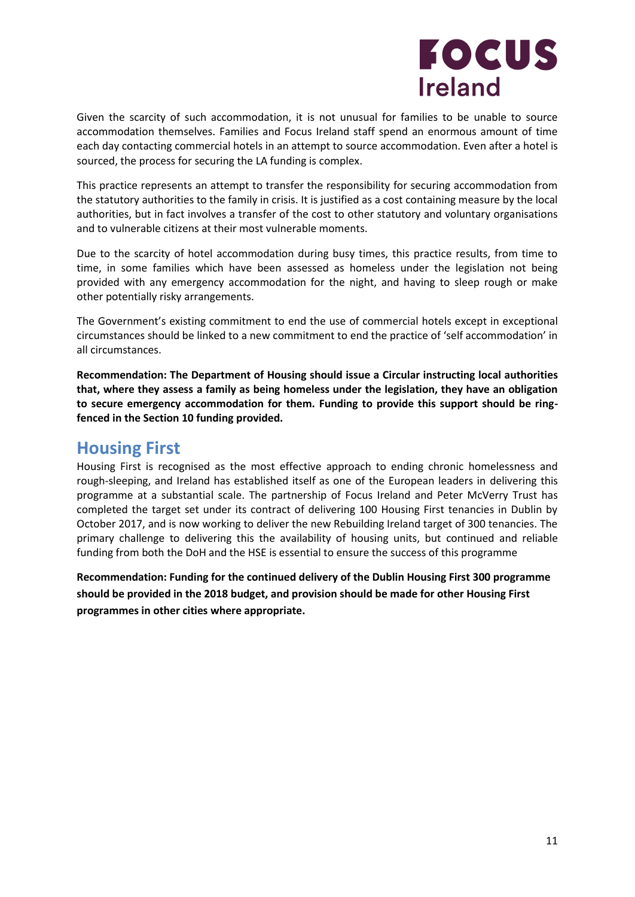Given the scarcity of such accommodation, it is not unusual for families to be unable to source accommodation themselves. Families and Focus Ireland staff spend an enormous amount of time each day contacting commercial hotels in an attempt to source accommodation. Even after a hotel is sourced, the process for securing the LA funding is complex.

This practice represents an attempt to transfer the responsibility for securing accommodation from the statutory authorities to the family in crisis. It is justified as a cost containing measure by the local authorities, but in fact involves a transfer of the cost to other statutory and voluntary organisations and to vulnerable citizens at their most vulnerable moments.

Due to the scarcity of hotel accommodation during busy times, this practice results, from time to time, in some families which have been assessed as homeless under the legislation not being provided with any emergency accommodation for the night, and having to sleep rough or make other potentially risky arrangements.

The Government's existing commitment to end the use of commercial hotels except in exceptional circumstances should be linked to a new commitment to end the practice of 'self accommodation' in all circumstances.

**Recommendation: The Department of Housing should issue a Circular instructing local authorities that, where they assess a family as being homeless under the legislation, they have an obligation to secure emergency accommodation for them. Funding to provide this support should be ring-fenced in the Section 10 funding provided.**

## Housing First

Housing First is recognised as the most effective approach to ending chronic homelessness and rough-sleeping, and Ireland has established itself as one of the European leaders in delivering this programme at a substantial scale. The partnership of Focus Ireland and Peter McVerry Trust has completed the target set under its contract of delivering 100 Housing First tenancies in Dublin by October 2017, and is now working to deliver the new Rebuilding Ireland target of 300 tenancies. The primary challenge to delivering this the availability of housing units, but continued and reliable funding from both the DoH and the HSE is essential to ensure the success of this programme

**Recommendation: Funding for the continued delivery of the Dublin Housing First 300 programme should be provided in the 2018 budget, and provision should be made for other Housing First programmes in other cities where appropriate.**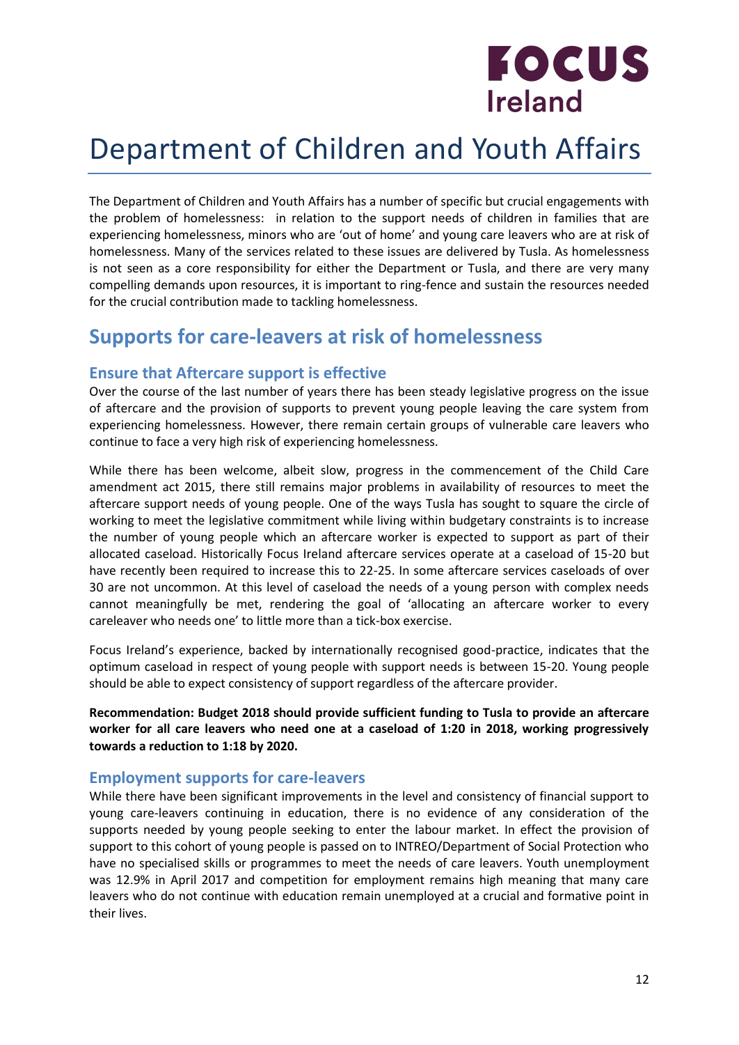# Department of Children and Youth Affairs

The Department of Children and Youth Affairs has a number of specific but crucial engagements with the problem of homelessness: in relation to the support needs of children in families that are experiencing homelessness, minors who are 'out of home' and young care leavers who are at risk of homelessness. Many of the services related to these issues are delivered by Tusla. As homelessness is not seen as a core responsibility for either the Department or Tusla, and there are very many compelling demands upon resources, it is important to ring-fence and sustain the resources needed for the crucial contribution made to tackling homelessness.

## Supports for care-leavers at risk of homelessness

### Ensure that Aftercare support is effective

Over the course of the last number of years there has been steady legislative progress on the issue of aftercare and the provision of supports to prevent young people leaving the care system from experiencing homelessness. However, there remain certain groups of vulnerable care leavers who continue to face a very high risk of experiencing homelessness.

While there has been welcome, albeit slow, progress in the commencement of the Child Care amendment act 2015, there still remains major problems in availability of resources to meet the aftercare support needs of young people. One of the ways Tusla has sought to square the circle of working to meet the legislative commitment while living within budgetary constraints is to increase the number of young people which an aftercare worker is expected to support as part of their allocated caseload. Historically Focus Ireland aftercare services operate at a caseload of 15-20 but have recently been required to increase this to 22-25. In some aftercare services caseloads of over 30 are not uncommon. At this level of caseload the needs of a young person with complex needs cannot meaningfully be met, rendering the goal of 'allocating an aftercare worker to every careleaver who needs one' to little more than a tick-box exercise.

Focus Ireland's experience, backed by internationally recognised good-practice, indicates that the optimum caseload in respect of young people with support needs is between 15-20. Young people should be able to expect consistency of support regardless of the aftercare provider.

**Recommendation: Budget 2018 should provide sufficient funding to Tusla to provide an aftercare worker for all care leavers who need one at a caseload of 1:20 in 2018, working progressively towards a reduction to 1:18 by 2020.**

### Employment supports for care-leavers

While there have been significant improvements in the level and consistency of financial support to young care-leavers continuing in education, there is no evidence of any consideration of the supports needed by young people seeking to enter the labour market. In effect the provision of support to this cohort of young people is passed on to INTREO/Department of Social Protection who have no specialised skills or programmes to meet the needs of care leavers. Youth unemployment was 12.9% in April 2017 and competition for employment remains high meaning that many care leavers who do not continue with education remain unemployed at a crucial and formative point in their lives.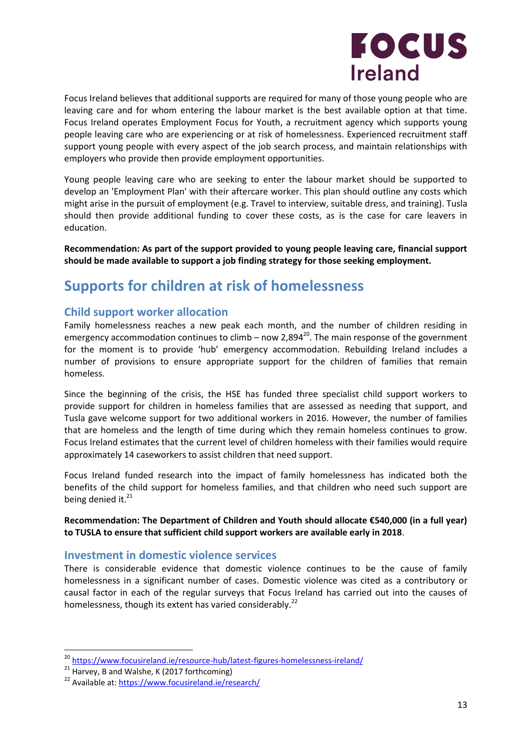Focus Ireland believes that additional supports are required for many of those young people who are leaving care and for whom entering the labour market is the best available option at that time. Focus Ireland operates Employment Focus for Youth, a recruitment agency which supports young people leaving care who are experiencing or at risk of homelessness. Experienced recruitment staff support young people with every aspect of the job search process, and maintain relationships with employers who provide then provide employment opportunities.

Young people leaving care who are seeking to enter the labour market should be supported to develop an 'Employment Plan' with their aftercare worker. This plan should outline any costs which might arise in the pursuit of employment (e.g. Travel to interview, suitable dress, and training). Tusla should then provide additional funding to cover these costs, as is the case for care leavers in education.

**Recommendation: As part of the support provided to young people leaving care, financial support should be made available to support a job finding strategy for those seeking employment.**

## Supports for children at risk of homelessness

### Child support worker allocation

Family homelessness reaches a new peak each month, and the number of children residing in emergency accommodation continues to climb – now 2,894[20]. The main response of the government for the moment is to provide 'hub' emergency accommodation. Rebuilding Ireland includes a number of provisions to ensure appropriate support for the children of families that remain homeless.

Since the beginning of the crisis, the HSE has funded three specialist child support workers to provide support for children in homeless families that are assessed as needing that support, and Tusla gave welcome support for two additional workers in 2016. However, the number of families that are homeless and the length of time during which they remain homeless continues to grow. Focus Ireland estimates that the current level of children homeless with their families would require approximately 14 caseworkers to assist children that need support.

Focus Ireland funded research into the impact of family homelessness has indicated both the benefits of the child support for homeless families, and that children who need such support are being denied it.[21]

**Recommendation: The Department of Children and Youth should allocate €540,000 (in a full year) to TUSLA to ensure that sufficient child support workers are available early in 2018**.

### Investment in domestic violence services

There is considerable evidence that domestic violence continues to be the cause of family homelessness in a significant number of cases. Domestic violence was cited as a contributory or causal factor in each of the regular surveys that Focus Ireland has carried out into the causes of homelessness, though its extent has varied considerably.[22]

---

[20] https://www.focusireland.ie/resource-hub/latest-figures-homelessness-ireland/

[21] Harvey, B and Walshe, K (2017 forthcoming)

[22] Available at: https://www.focusireland.ie/research/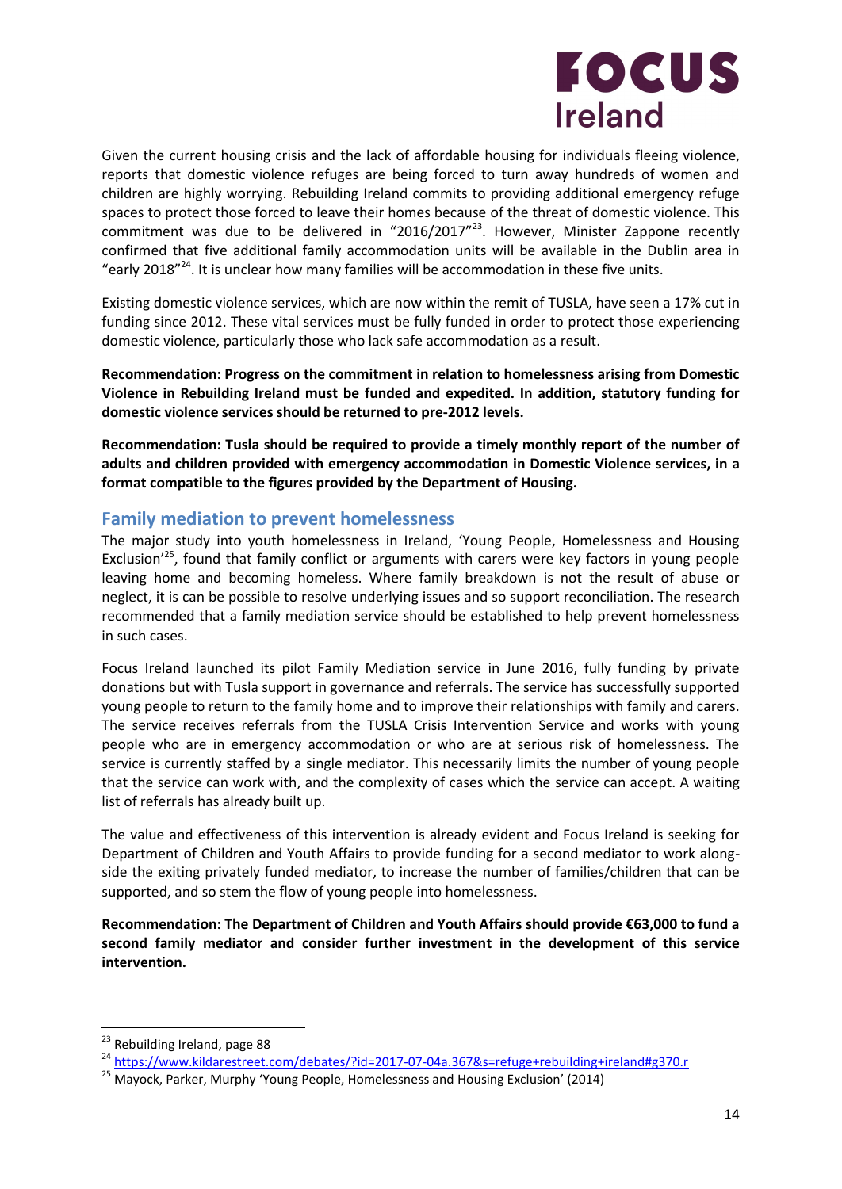Given the current housing crisis and the lack of affordable housing for individuals fleeing violence, reports that domestic violence refuges are being forced to turn away hundreds of women and children are highly worrying. Rebuilding Ireland commits to providing additional emergency refuge spaces to protect those forced to leave their homes because of the threat of domestic violence. This commitment was due to be delivered in "2016/2017"[23]. However, Minister Zappone recently confirmed that five additional family accommodation units will be available in the Dublin area in "early 2018"[24]. It is unclear how many families will be accommodation in these five units.

Existing domestic violence services, which are now within the remit of TUSLA, have seen a 17% cut in funding since 2012. These vital services must be fully funded in order to protect those experiencing domestic violence, particularly those who lack safe accommodation as a result.

**Recommendation: Progress on the commitment in relation to homelessness arising from Domestic Violence in Rebuilding Ireland must be funded and expedited. In addition, statutory funding for domestic violence services should be returned to pre-2012 levels.**

**Recommendation: Tusla should be required to provide a timely monthly report of the number of adults and children provided with emergency accommodation in Domestic Violence services, in a format compatible to the figures provided by the Department of Housing.**

## Family mediation to prevent homelessness

The major study into youth homelessness in Ireland, 'Young People, Homelessness and Housing Exclusion'[25], found that family conflict or arguments with carers were key factors in young people leaving home and becoming homeless. Where family breakdown is not the result of abuse or neglect, it is can be possible to resolve underlying issues and so support reconciliation. The research recommended that a family mediation service should be established to help prevent homelessness in such cases.

Focus Ireland launched its pilot Family Mediation service in June 2016, fully funding by private donations but with Tusla support in governance and referrals. The service has successfully supported young people to return to the family home and to improve their relationships with family and carers. The service receives referrals from the TUSLA Crisis Intervention Service and works with young people who are in emergency accommodation or who are at serious risk of homelessness. The service is currently staffed by a single mediator. This necessarily limits the number of young people that the service can work with, and the complexity of cases which the service can accept. A waiting list of referrals has already built up.

The value and effectiveness of this intervention is already evident and Focus Ireland is seeking for Department of Children and Youth Affairs to provide funding for a second mediator to work along-side the exiting privately funded mediator, to increase the number of families/children that can be supported, and so stem the flow of young people into homelessness.

**Recommendation: The Department of Children and Youth Affairs should provide €63,000 to fund a second family mediator and consider further investment in the development of this service intervention.**

---

[23] Rebuilding Ireland, page 88

[24] https://www.kildarestreet.com/debates/?id=2017-07-04a.367&s=refuge+rebuilding+ireland#g370.r

[25] Mayock, Parker, Murphy 'Young People, Homelessness and Housing Exclusion' (2014)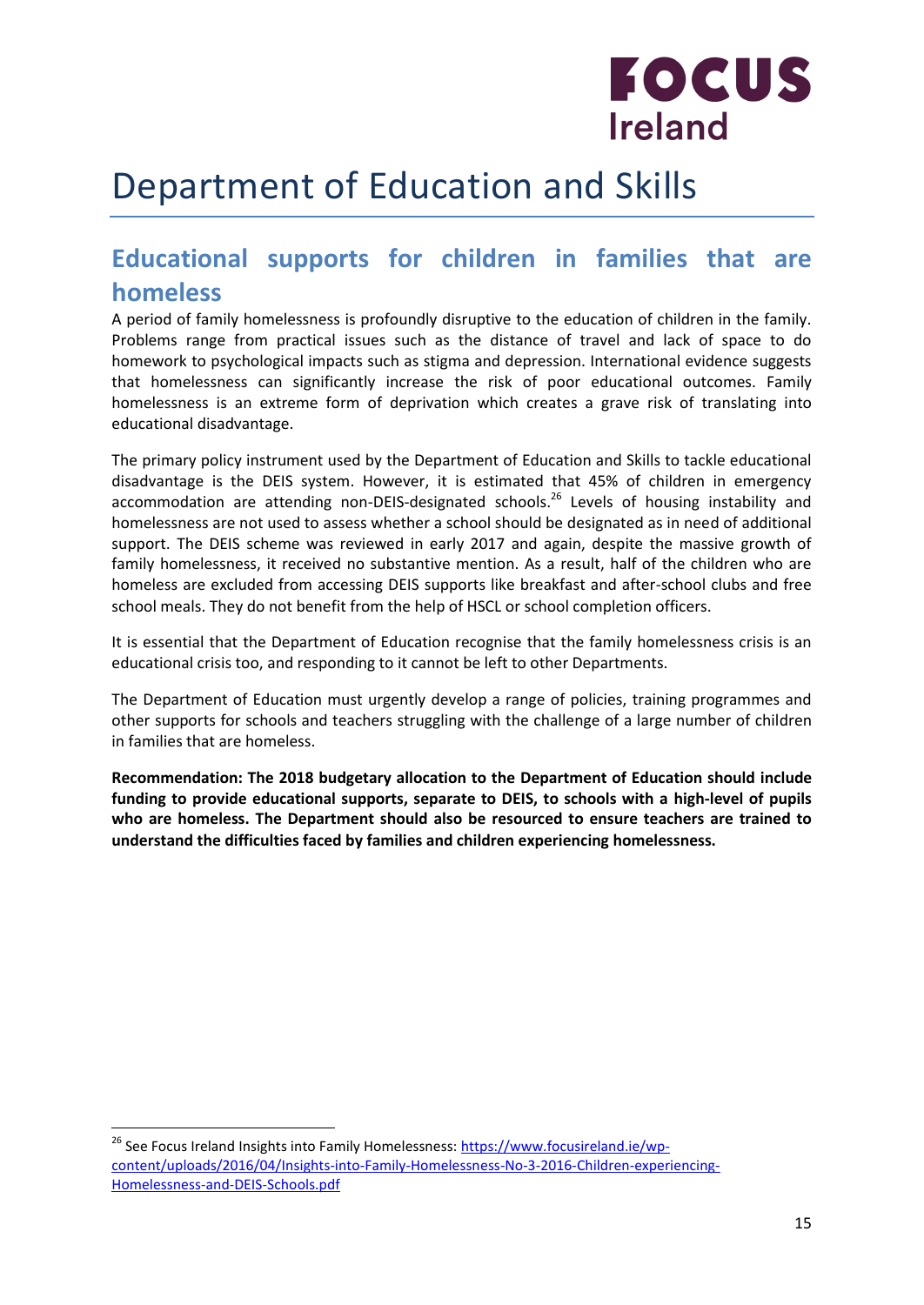# Department of Education and Skills

## Educational supports for children in families that are homeless

A period of family homelessness is profoundly disruptive to the education of children in the family. Problems range from practical issues such as the distance of travel and lack of space to do homework to psychological impacts such as stigma and depression. International evidence suggests that homelessness can significantly increase the risk of poor educational outcomes. Family homelessness is an extreme form of deprivation which creates a grave risk of translating into educational disadvantage.

The primary policy instrument used by the Department of Education and Skills to tackle educational disadvantage is the DEIS system. However, it is estimated that 45% of children in emergency accommodation are attending non-DEIS-designated schools.[26] Levels of housing instability and homelessness are not used to assess whether a school should be designated as in need of additional support. The DEIS scheme was reviewed in early 2017 and again, despite the massive growth of family homelessness, it received no substantive mention. As a result, half of the children who are homeless are excluded from accessing DEIS supports like breakfast and after-school clubs and free school meals. They do not benefit from the help of HSCL or school completion officers.

It is essential that the Department of Education recognise that the family homelessness crisis is an educational crisis too, and responding to it cannot be left to other Departments.

The Department of Education must urgently develop a range of policies, training programmes and other supports for schools and teachers struggling with the challenge of a large number of children in families that are homeless.

**Recommendation: The 2018 budgetary allocation to the Department of Education should include funding to provide educational supports, separate to DEIS, to schools with a high-level of pupils who are homeless. The Department should also be resourced to ensure teachers are trained to understand the difficulties faced by families and children experiencing homelessness.**

---

[26] See Focus Ireland Insights into Family Homelessness: https://www.focusireland.ie/wp-content/uploads/2016/04/Insights-into-Family-Homelessness-No-3-2016-Children-experiencing-Homelessness-and-DEIS-Schools.pdf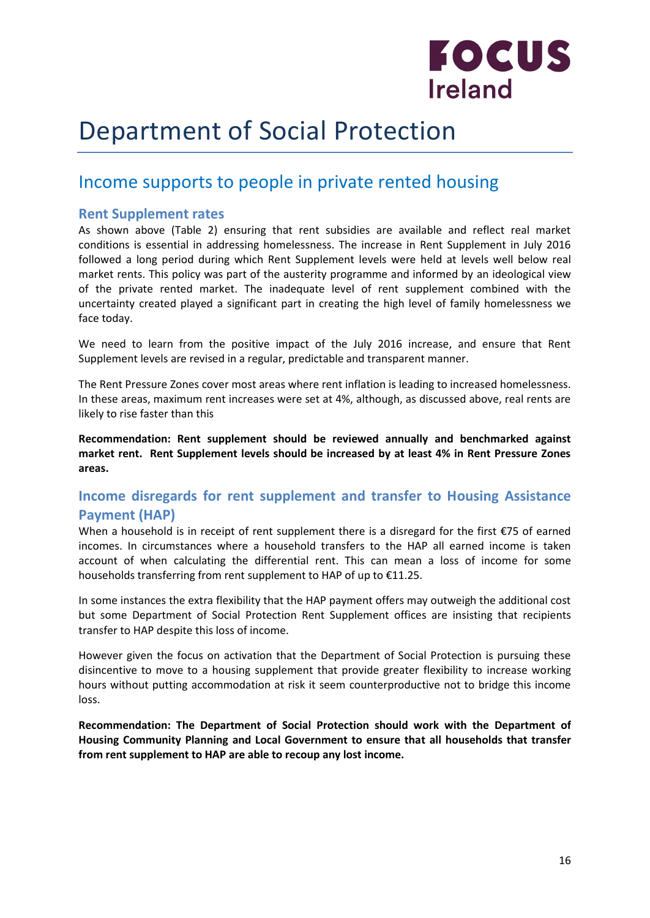# Department of Social Protection

## Income supports to people in private rented housing

### Rent Supplement rates

As shown above (Table 2) ensuring that rent subsidies are available and reflect real market conditions is essential in addressing homelessness. The increase in Rent Supplement in July 2016 followed a long period during which Rent Supplement levels were held at levels well below real market rents. This policy was part of the austerity programme and informed by an ideological view of the private rented market. The inadequate level of rent supplement combined with the uncertainty created played a significant part in creating the high level of family homelessness we face today.

We need to learn from the positive impact of the July 2016 increase, and ensure that Rent Supplement levels are revised in a regular, predictable and transparent manner.

The Rent Pressure Zones cover most areas where rent inflation is leading to increased homelessness. In these areas, maximum rent increases were set at 4%, although, as discussed above, real rents are likely to rise faster than this

**Recommendation: Rent supplement should be reviewed annually and benchmarked against market rent. Rent Supplement levels should be increased by at least 4% in Rent Pressure Zones areas.**

### Income disregards for rent supplement and transfer to Housing Assistance Payment (HAP)

When a household is in receipt of rent supplement there is a disregard for the first €75 of earned incomes. In circumstances where a household transfers to the HAP all earned income is taken account of when calculating the differential rent. This can mean a loss of income for some households transferring from rent supplement to HAP of up to €11.25.

In some instances the extra flexibility that the HAP payment offers may outweigh the additional cost but some Department of Social Protection Rent Supplement offices are insisting that recipients transfer to HAP despite this loss of income.

However given the focus on activation that the Department of Social Protection is pursuing these disincentive to move to a housing supplement that provide greater flexibility to increase working hours without putting accommodation at risk it seem counterproductive not to bridge this income loss.

**Recommendation: The Department of Social Protection should work with the Department of Housing Community Planning and Local Government to ensure that all households that transfer from rent supplement to HAP are able to recoup any lost income.**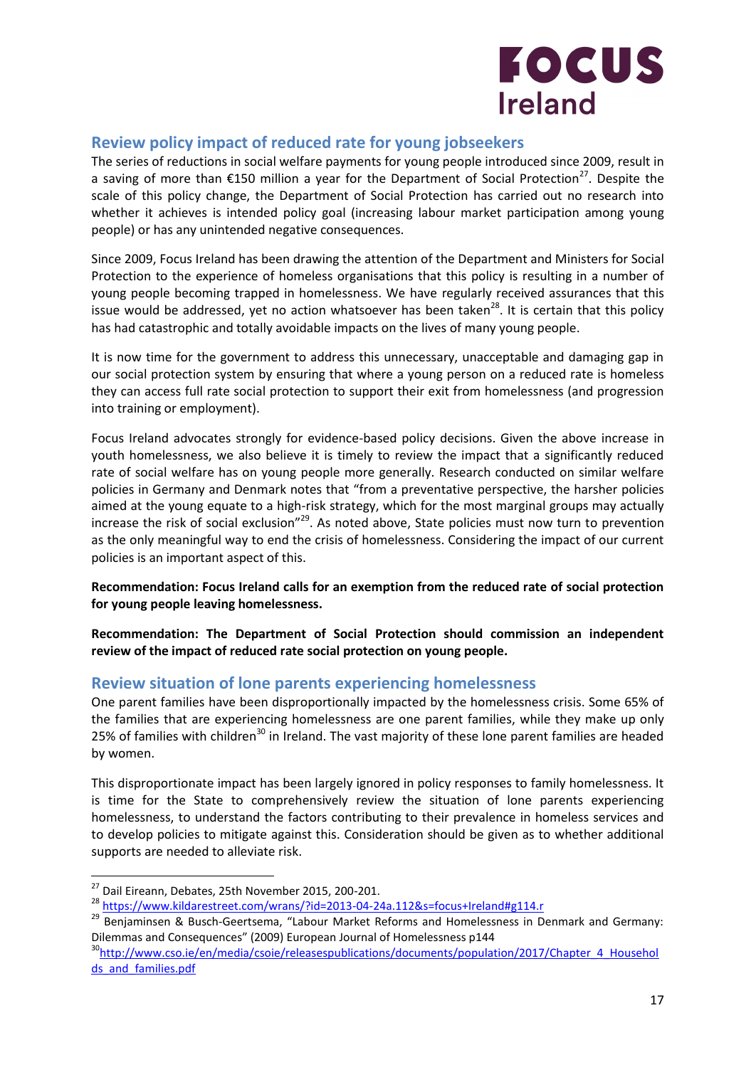## Review policy impact of reduced rate for young jobseekers

The series of reductions in social welfare payments for young people introduced since 2009, result in a saving of more than €150 million a year for the Department of Social Protection[27]. Despite the scale of this policy change, the Department of Social Protection has carried out no research into whether it achieves is intended policy goal (increasing labour market participation among young people) or has any unintended negative consequences.

Since 2009, Focus Ireland has been drawing the attention of the Department and Ministers for Social Protection to the experience of homeless organisations that this policy is resulting in a number of young people becoming trapped in homelessness. We have regularly received assurances that this issue would be addressed, yet no action whatsoever has been taken[28]. It is certain that this policy has had catastrophic and totally avoidable impacts on the lives of many young people.

It is now time for the government to address this unnecessary, unacceptable and damaging gap in our social protection system by ensuring that where a young person on a reduced rate is homeless they can access full rate social protection to support their exit from homelessness (and progression into training or employment).

Focus Ireland advocates strongly for evidence-based policy decisions. Given the above increase in youth homelessness, we also believe it is timely to review the impact that a significantly reduced rate of social welfare has on young people more generally. Research conducted on similar welfare policies in Germany and Denmark notes that "from a preventative perspective, the harsher policies aimed at the young equate to a high-risk strategy, which for the most marginal groups may actually increase the risk of social exclusion"[29]. As noted above, State policies must now turn to prevention as the only meaningful way to end the crisis of homelessness. Considering the impact of our current policies is an important aspect of this.

**Recommendation: Focus Ireland calls for an exemption from the reduced rate of social protection for young people leaving homelessness.**

**Recommendation: The Department of Social Protection should commission an independent review of the impact of reduced rate social protection on young people.**

## Review situation of lone parents experiencing homelessness

One parent families have been disproportionally impacted by the homelessness crisis. Some 65% of the families that are experiencing homelessness are one parent families, while they make up only 25% of families with children[30] in Ireland. The vast majority of these lone parent families are headed by women.

This disproportionate impact has been largely ignored in policy responses to family homelessness. It is time for the State to comprehensively review the situation of lone parents experiencing homelessness, to understand the factors contributing to their prevalence in homeless services and to develop policies to mitigate against this. Consideration should be given as to whether additional supports are needed to alleviate risk.

---

[27] Dail Eireann, Debates, 25th November 2015, 200-201.

[28] https://www.kildarestreet.com/wrans/?id=2013-04-24a.112&s=focus+Ireland#g114.r

[29] Benjaminsen & Busch-Geertsema, "Labour Market Reforms and Homelessness in Denmark and Germany: Dilemmas and Consequences" (2009) European Journal of Homelessness p144

[30] http://www.cso.ie/en/media/csoie/releasespublications/documents/population/2017/Chapter_4_Households_and_families.pdf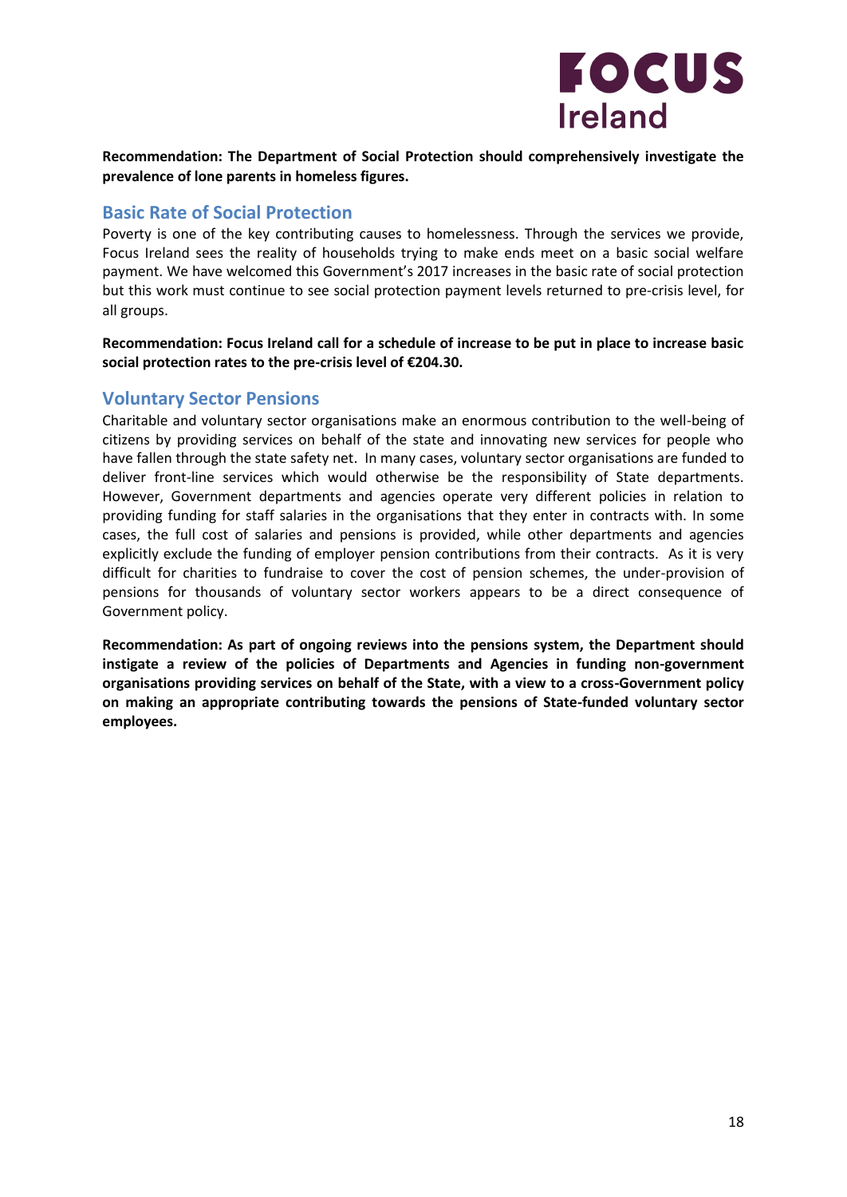**Recommendation: The Department of Social Protection should comprehensively investigate the prevalence of lone parents in homeless figures.**

## Basic Rate of Social Protection

Poverty is one of the key contributing causes to homelessness. Through the services we provide, Focus Ireland sees the reality of households trying to make ends meet on a basic social welfare payment. We have welcomed this Government's 2017 increases in the basic rate of social protection but this work must continue to see social protection payment levels returned to pre-crisis level, for all groups.

**Recommendation: Focus Ireland call for a schedule of increase to be put in place to increase basic social protection rates to the pre-crisis level of €204.30.**

## Voluntary Sector Pensions

Charitable and voluntary sector organisations make an enormous contribution to the well-being of citizens by providing services on behalf of the state and innovating new services for people who have fallen through the state safety net. In many cases, voluntary sector organisations are funded to deliver front-line services which would otherwise be the responsibility of State departments. However, Government departments and agencies operate very different policies in relation to providing funding for staff salaries in the organisations that they enter in contracts with. In some cases, the full cost of salaries and pensions is provided, while other departments and agencies explicitly exclude the funding of employer pension contributions from their contracts. As it is very difficult for charities to fundraise to cover the cost of pension schemes, the under-provision of pensions for thousands of voluntary sector workers appears to be a direct consequence of Government policy.

**Recommendation: As part of ongoing reviews into the pensions system, the Department should instigate a review of the policies of Departments and Agencies in funding non-government organisations providing services on behalf of the State, with a view to a cross-Government policy on making an appropriate contributing towards the pensions of State-funded voluntary sector employees.**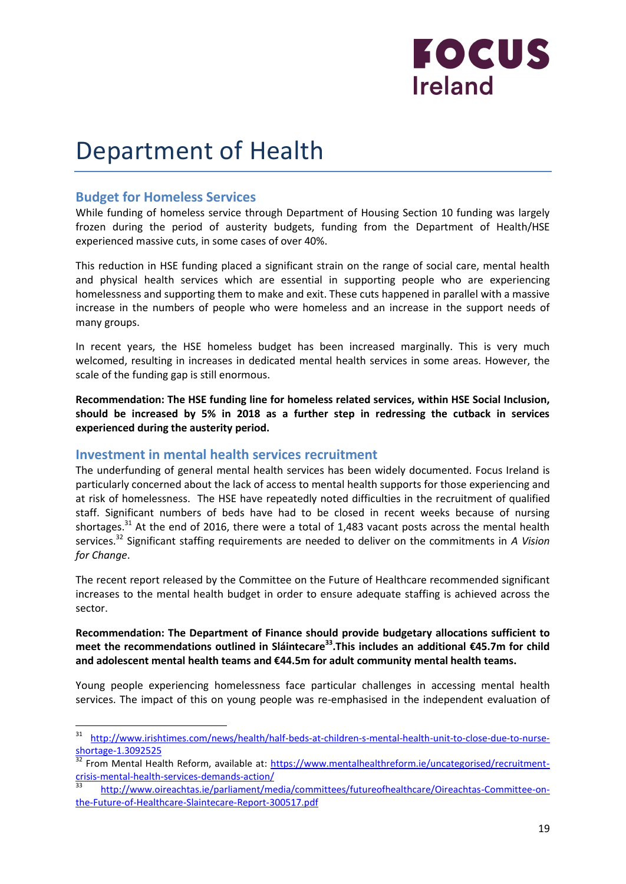# Department of Health

## Budget for Homeless Services

While funding of homeless service through Department of Housing Section 10 funding was largely frozen during the period of austerity budgets, funding from the Department of Health/HSE experienced massive cuts, in some cases of over 40%.

This reduction in HSE funding placed a significant strain on the range of social care, mental health and physical health services which are essential in supporting people who are experiencing homelessness and supporting them to make and exit. These cuts happened in parallel with a massive increase in the numbers of people who were homeless and an increase in the support needs of many groups.

In recent years, the HSE homeless budget has been increased marginally. This is very much welcomed, resulting in increases in dedicated mental health services in some areas. However, the scale of the funding gap is still enormous.

**Recommendation: The HSE funding line for homeless related services, within HSE Social Inclusion, should be increased by 5% in 2018 as a further step in redressing the cutback in services experienced during the austerity period.**

## Investment in mental health services recruitment

The underfunding of general mental health services has been widely documented. Focus Ireland is particularly concerned about the lack of access to mental health supports for those experiencing and at risk of homelessness. The HSE have repeatedly noted difficulties in the recruitment of qualified staff. Significant numbers of beds have had to be closed in recent weeks because of nursing shortages.[31] At the end of 2016, there were a total of 1,483 vacant posts across the mental health services.[32] Significant staffing requirements are needed to deliver on the commitments in *A Vision for Change*.

The recent report released by the Committee on the Future of Healthcare recommended significant increases to the mental health budget in order to ensure adequate staffing is achieved across the sector.

**Recommendation: The Department of Finance should provide budgetary allocations sufficient to meet the recommendations outlined in Sláintecare[33].This includes an additional €45.7m for child and adolescent mental health teams and €44.5m for adult community mental health teams.**

Young people experiencing homelessness face particular challenges in accessing mental health services. The impact of this on young people was re-emphasised in the independent evaluation of

---

[31] http://www.irishtimes.com/news/health/half-beds-at-children-s-mental-health-unit-to-close-due-to-nurse-shortage-1.3092525

[32] From Mental Health Reform, available at: https://www.mentalhealthreform.ie/uncategorised/recruitment-crisis-mental-health-services-demands-action/

[33] http://www.oireachtas.ie/parliament/media/committees/futureofhealthcare/Oireachtas-Committee-on-the-Future-of-Healthcare-Slaintecare-Report-300517.pdf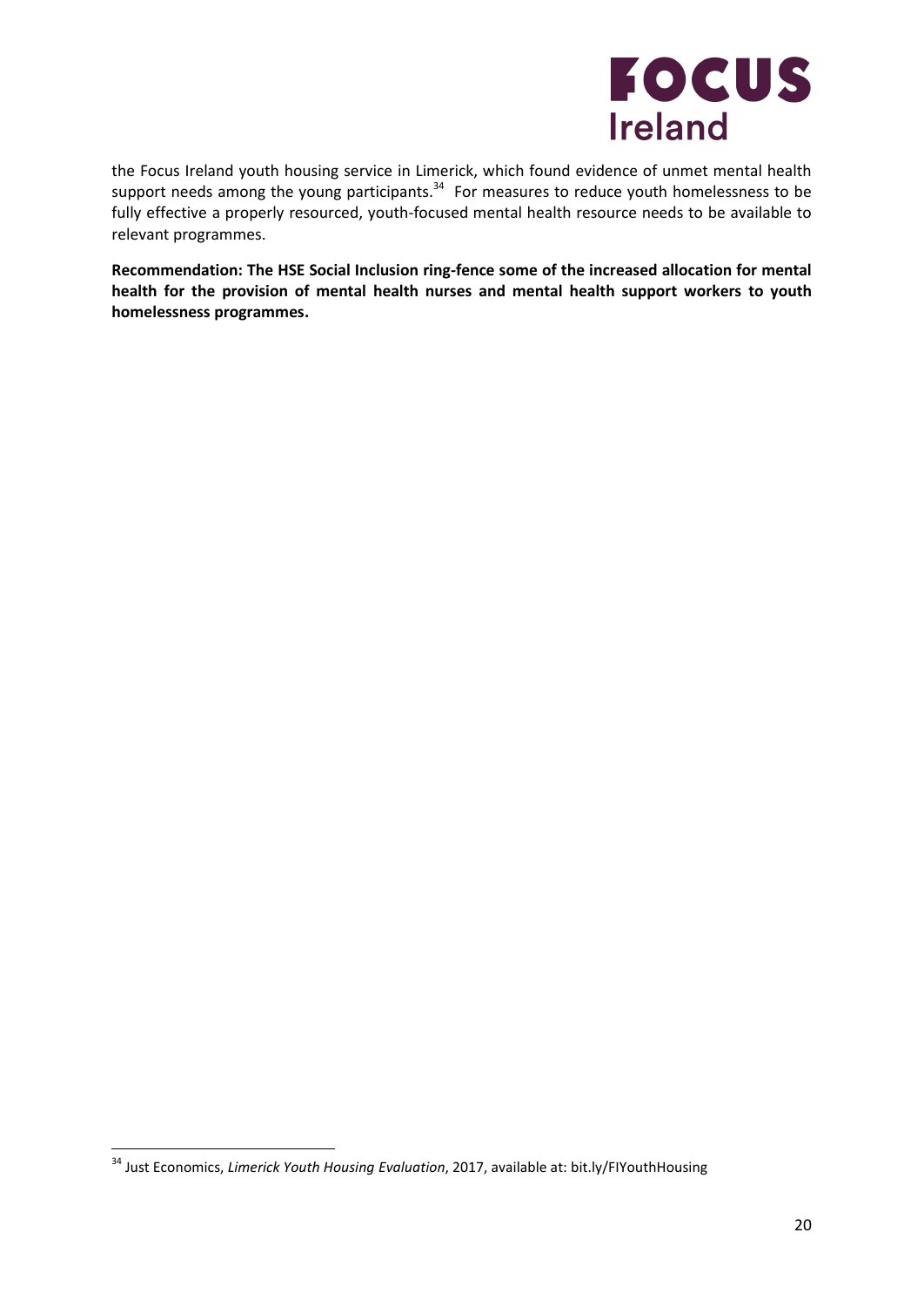the Focus Ireland youth housing service in Limerick, which found evidence of unmet mental health support needs among the young participants.[34] For measures to reduce youth homelessness to be fully effective a properly resourced, youth-focused mental health resource needs to be available to relevant programmes.

**Recommendation: The HSE Social Inclusion ring-fence some of the increased allocation for mental health for the provision of mental health nurses and mental health support workers to youth homelessness programmes.**

[34] Just Economics, *Limerick Youth Housing Evaluation*, 2017, available at: bit.ly/FIYouthHousing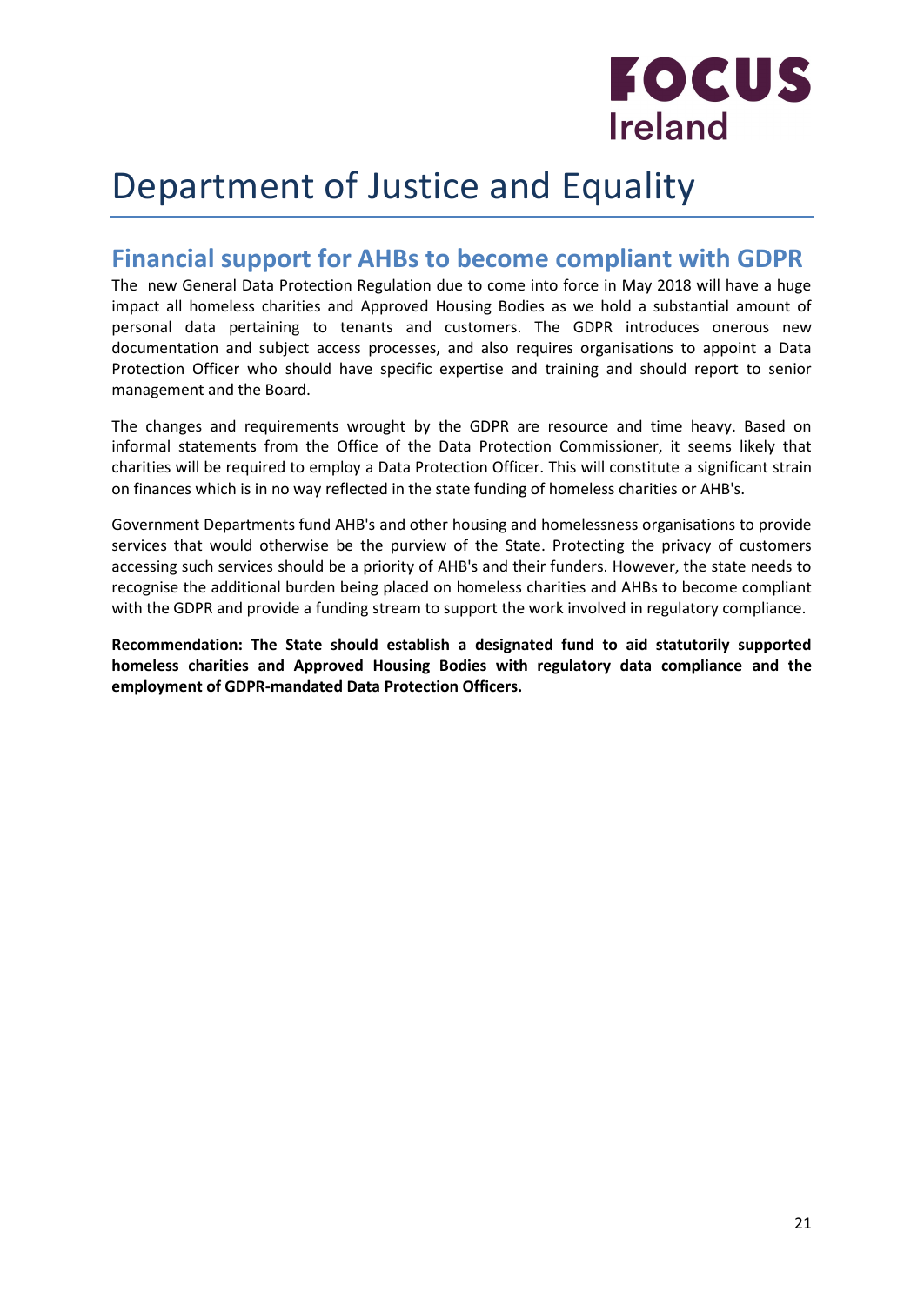# Department of Justice and Equality

## Financial support for AHBs to become compliant with GDPR

The new General Data Protection Regulation due to come into force in May 2018 will have a huge impact all homeless charities and Approved Housing Bodies as we hold a substantial amount of personal data pertaining to tenants and customers. The GDPR introduces onerous new documentation and subject access processes, and also requires organisations to appoint a Data Protection Officer who should have specific expertise and training and should report to senior management and the Board.

The changes and requirements wrought by the GDPR are resource and time heavy. Based on informal statements from the Office of the Data Protection Commissioner, it seems likely that charities will be required to employ a Data Protection Officer. This will constitute a significant strain on finances which is in no way reflected in the state funding of homeless charities or AHB's.

Government Departments fund AHB's and other housing and homelessness organisations to provide services that would otherwise be the purview of the State. Protecting the privacy of customers accessing such services should be a priority of AHB's and their funders. However, the state needs to recognise the additional burden being placed on homeless charities and AHBs to become compliant with the GDPR and provide a funding stream to support the work involved in regulatory compliance.

**Recommendation: The State should establish a designated fund to aid statutorily supported homeless charities and Approved Housing Bodies with regulatory data compliance and the employment of GDPR-mandated Data Protection Officers.**